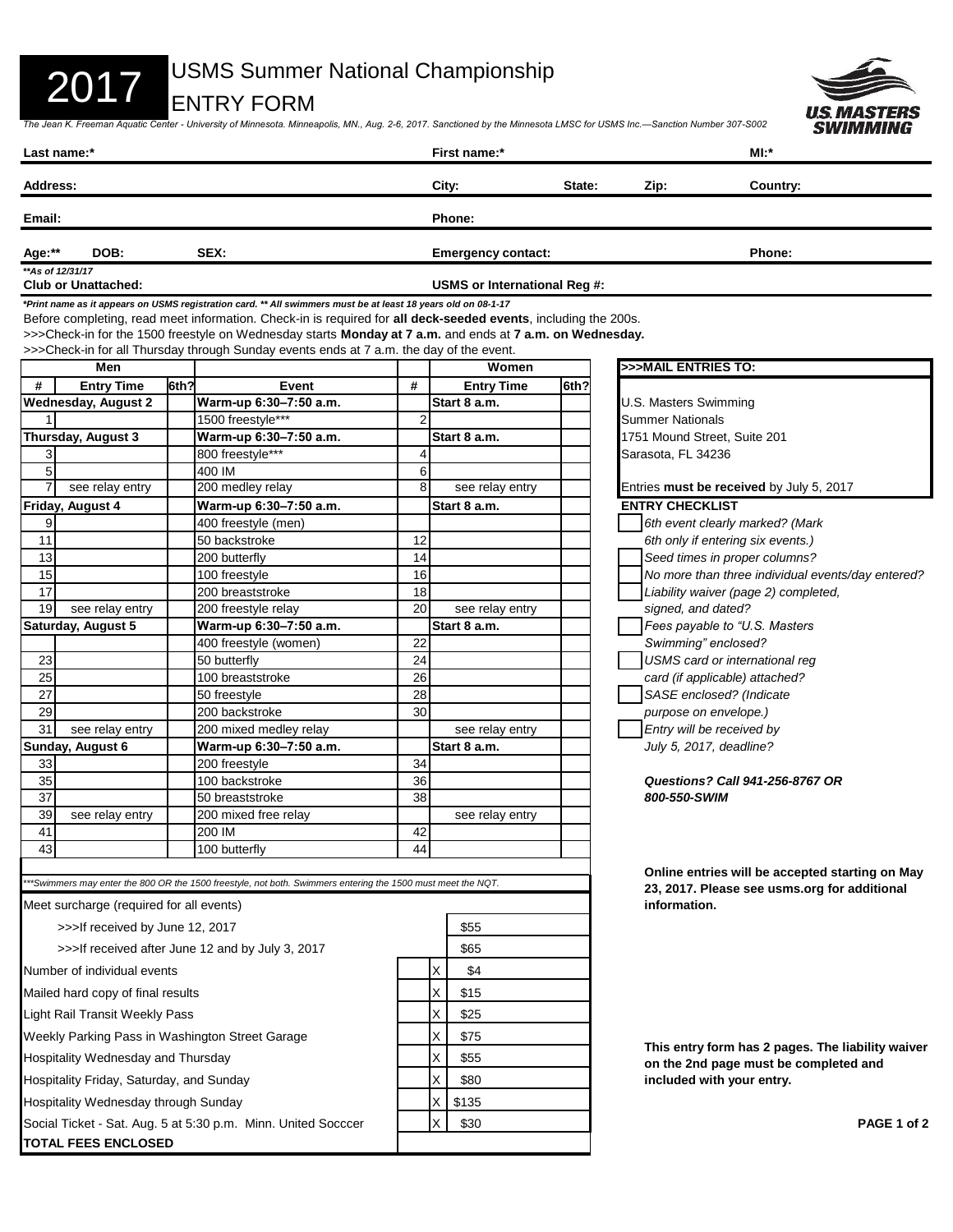# 2017 USMS Summer National Championship ENTRY FORM

*The Jean K. Freeman Aquatic Center - University of Minnesota. Minneapolis, MN., Aug. 2-6, 2017. Sanctioned by the Minnesota LMSC for USMS Inc.—Sanction Number 307-S002*

**Last name:*** | **First name:*** | **MI:***

**Address:** | **City:** | **State:** | **Zip:** | **Country:**

**Email:** | **Phone:**

**Age:**** | **DOB:** | **SEX:** | **Emergency contact:** | **Phone:**

*\*\*As of 12/31/17*

**Club or Unattached:** | **USMS or International Reg #:**

***Print name as it appears on USMS registration card. ** All swimmers must be at least 18 years old on 08-1-17***

Before completing, read meet information. Check-in is required for **all deck-seeded events**, including the 200s.

>>>Check-in for the 1500 freestyle on Wednesday starts **Monday at 7 a.m.** and ends at **7 a.m. on Wednesday.**

>>>Check-in for all Thursday through Sunday events ends at 7 a.m. the day of the event.

| Men | | | | Women | | |
|---|---|---|---|---|---|---|
| # | Entry Time | 6th? | Event | # | Entry Time | 6th? |
| **Wednesday, August 2** | | | **Warm-up 6:30–7:50 a.m.** | | **Start 8 a.m.** | |
| 1 | | | 1500 freestyle*** | 2 | | |
| **Thursday, August 3** | | | **Warm-up 6:30–7:50 a.m.** | | **Start 8 a.m.** | |
| 3 | | | 800 freestyle*** | 4 | | |
| 5 | | | 400 IM | 6 | | |
| 7 | see relay entry | | 200 medley relay | 8 | see relay entry | |
| **Friday, August 4** | | | **Warm-up 6:30–7:50 a.m.** | | **Start 8 a.m.** | |
| 9 | | | 400 freestyle (men) | | | |
| 11 | | | 50 backstroke | 12 | | |
| 13 | | | 200 butterfly | 14 | | |
| 15 | | | 100 freestyle | 16 | | |
| 17 | | | 200 breaststroke | 18 | | |
| 19 | see relay entry | | 200 freestyle relay | 20 | see relay entry | |
| **Saturday, August 5** | | | **Warm-up 6:30–7:50 a.m.** | | **Start 8 a.m.** | |
| | | | 400 freestyle (women) | 22 | | |
| 23 | | | 50 butterfly | 24 | | |
| 25 | | | 100 breaststroke | 26 | | |
| 27 | | | 50 freestyle | 28 | | |
| 29 | | | 200 backstroke | 30 | | |
| 31 | see relay entry | | 200 mixed medley relay | | see relay entry | |
| **Sunday, August 6** | | | **Warm-up 6:30–7:50 a.m.** | | **Start 8 a.m.** | |
| 33 | | | 200 freestyle | 34 | | |
| 35 | | | 100 backstroke | 36 | | |
| 37 | | | 50 breaststroke | 38 | | |
| 39 | see relay entry | | 200 mixed free relay | | see relay entry | |
| 41 | | | 200 IM | 42 | | |
| 43 | | | 100 butterfly | 44 | | |

*\*\*\*Swimmers may enter the 800 OR the 1500 freestyle, not both. Swimmers entering the 1500 must meet the NQT.*

| | | | |
|---|---|---|---|
| Meet surcharge (required for all events) | | | |
| >>>If received by June 12, 2017 | | | $55 |
| >>>If received after June 12 and by July 3, 2017 | | | $65 |
| Number of individual events | | X | $4 |
| Mailed hard copy of final results | | X | $15 |
| Light Rail Transit Weekly Pass | | X | $25 |
| Weekly Parking Pass in Washington Street Garage | | X | $75 |
| Hospitality Wednesday and Thursday | | X | $55 |
| Hospitality Friday, Saturday, and Sunday | | X | $80 |
| Hospitality Wednesday through Sunday | | X | $135 |
| Social Ticket - Sat. Aug. 5 at 5:30 p.m. Minn. United Socccer | | X | $30 |
| **TOTAL FEES ENCLOSED** | | | |

**>>>MAIL ENTRIES TO:**

U.S. Masters Swimming
Summer Nationals
1751 Mound Street, Suite 201
Sarasota, FL 34236

Entries **must be received** by July 5, 2017

**ENTRY CHECKLIST**

- [ ] *6th event clearly marked? (Mark 6th only if entering six events.)*
- [ ] *Seed times in proper columns?*
- [ ] *No more than three individual events/day entered?*
- [ ] *Liability waiver (page 2) completed, signed, and dated?*
- [ ] *Fees payable to "U.S. Masters Swimming" enclosed?*
- [ ] *USMS card or international reg card (if applicable) attached?*
- [ ] *SASE enclosed? (Indicate purpose on envelope.)*
- [ ] *Entry will be received by July 5, 2017, deadline?*

***Questions? Call 941-256-8767 OR 800-550-SWIM***

**Online entries will be accepted starting on May 23, 2017. Please see usms.org for additional information.**

**This entry form has 2 pages. The liability waiver on the 2nd page must be completed and included with your entry.**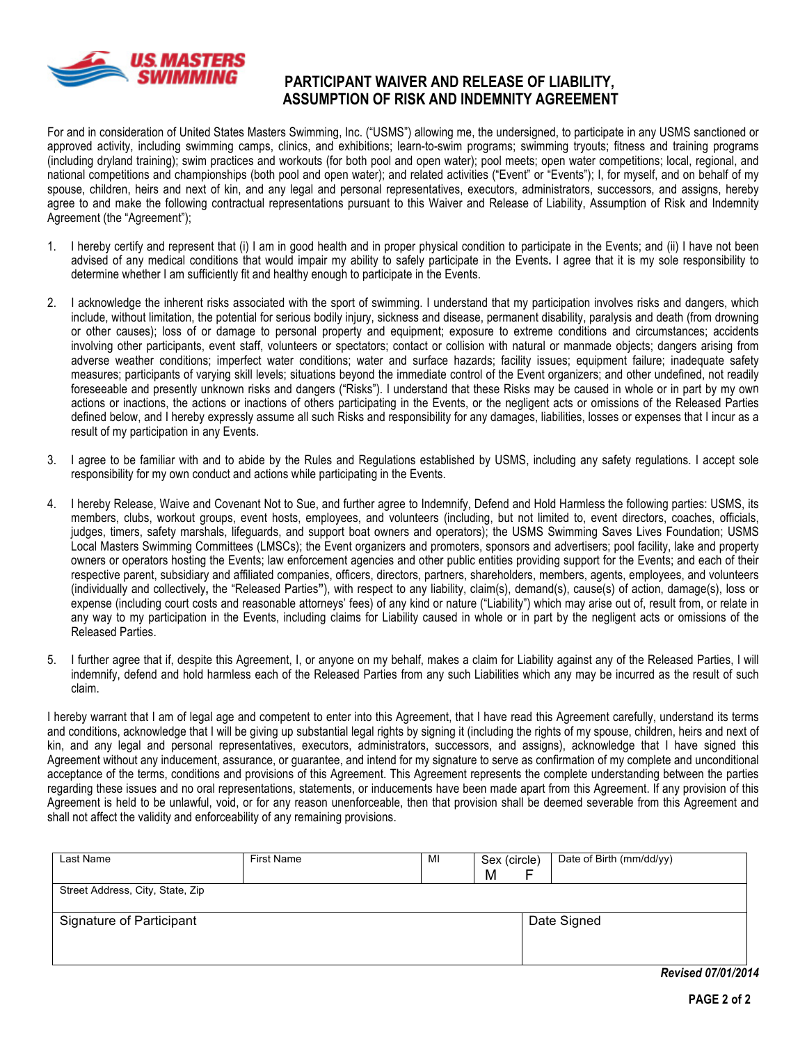# PARTICIPANT WAIVER AND RELEASE OF LIABILITY, ASSUMPTION OF RISK AND INDEMNITY AGREEMENT

For and in consideration of United States Masters Swimming, Inc. ("USMS") allowing me, the undersigned, to participate in any USMS sanctioned or approved activity, including swimming camps, clinics, and exhibitions; learn-to-swim programs; swimming tryouts; fitness and training programs (including dryland training); swim practices and workouts (for both pool and open water); pool meets; open water competitions; local, regional, and national competitions and championships (both pool and open water); and related activities ("Event" or "Events"); I, for myself, and on behalf of my spouse, children, heirs and next of kin, and any legal and personal representatives, executors, administrators, successors, and assigns, hereby agree to and make the following contractual representations pursuant to this Waiver and Release of Liability, Assumption of Risk and Indemnity Agreement (the "Agreement");

1. I hereby certify and represent that (i) I am in good health and in proper physical condition to participate in the Events; and (ii) I have not been advised of any medical conditions that would impair my ability to safely participate in the Events**.** I agree that it is my sole responsibility to determine whether I am sufficiently fit and healthy enough to participate in the Events.

2. I acknowledge the inherent risks associated with the sport of swimming. I understand that my participation involves risks and dangers, which include, without limitation, the potential for serious bodily injury, sickness and disease, permanent disability, paralysis and death (from drowning or other causes); loss of or damage to personal property and equipment; exposure to extreme conditions and circumstances; accidents involving other participants, event staff, volunteers or spectators; contact or collision with natural or manmade objects; dangers arising from adverse weather conditions; imperfect water conditions; water and surface hazards; facility issues; equipment failure; inadequate safety measures; participants of varying skill levels; situations beyond the immediate control of the Event organizers; and other undefined, not readily foreseeable and presently unknown risks and dangers ("Risks"). I understand that these Risks may be caused in whole or in part by my own actions or inactions, the actions or inactions of others participating in the Events, or the negligent acts or omissions of the Released Parties defined below, and I hereby expressly assume all such Risks and responsibility for any damages, liabilities, losses or expenses that I incur as a result of my participation in any Events.

3. I agree to be familiar with and to abide by the Rules and Regulations established by USMS, including any safety regulations. I accept sole responsibility for my own conduct and actions while participating in the Events.

4. I hereby Release, Waive and Covenant Not to Sue, and further agree to Indemnify, Defend and Hold Harmless the following parties: USMS, its members, clubs, workout groups, event hosts, employees, and volunteers (including, but not limited to, event directors, coaches, officials, judges, timers, safety marshals, lifeguards, and support boat owners and operators); the USMS Swimming Saves Lives Foundation; USMS Local Masters Swimming Committees (LMSCs); the Event organizers and promoters, sponsors and advertisers; pool facility, lake and property owners or operators hosting the Events; law enforcement agencies and other public entities providing support for the Events; and each of their respective parent, subsidiary and affiliated companies, officers, directors, partners, shareholders, members, agents, employees, and volunteers (individually and collectively**,** the "Released Parties**"**), with respect to any liability, claim(s), demand(s), cause(s) of action, damage(s), loss or expense (including court costs and reasonable attorneys' fees) of any kind or nature ("Liability") which may arise out of, result from, or relate in any way to my participation in the Events, including claims for Liability caused in whole or in part by the negligent acts or omissions of the Released Parties.

5. I further agree that if, despite this Agreement, I, or anyone on my behalf, makes a claim for Liability against any of the Released Parties, I will indemnify, defend and hold harmless each of the Released Parties from any such Liabilities which any may be incurred as the result of such claim.

I hereby warrant that I am of legal age and competent to enter into this Agreement, that I have read this Agreement carefully, understand its terms and conditions, acknowledge that I will be giving up substantial legal rights by signing it (including the rights of my spouse, children, heirs and next of kin, and any legal and personal representatives, executors, administrators, successors, and assigns), acknowledge that I have signed this Agreement without any inducement, assurance, or guarantee, and intend for my signature to serve as confirmation of my complete and unconditional acceptance of the terms, conditions and provisions of this Agreement. This Agreement represents the complete understanding between the parties regarding these issues and no oral representations, statements, or inducements have been made apart from this Agreement. If any provision of this Agreement is held to be unlawful, void, or for any reason unenforceable, then that provision shall be deemed severable from this Agreement and shall not affect the validity and enforceability of any remaining provisions.

| Last Name | First Name | MI | Sex (circle) M F | Date of Birth (mm/dd/yy) |
|---|---|---|---|---|
| Street Address, City, State, Zip | | | | |
| Signature of Participant | | | Date Signed | |

*Revised 07/01/2014*